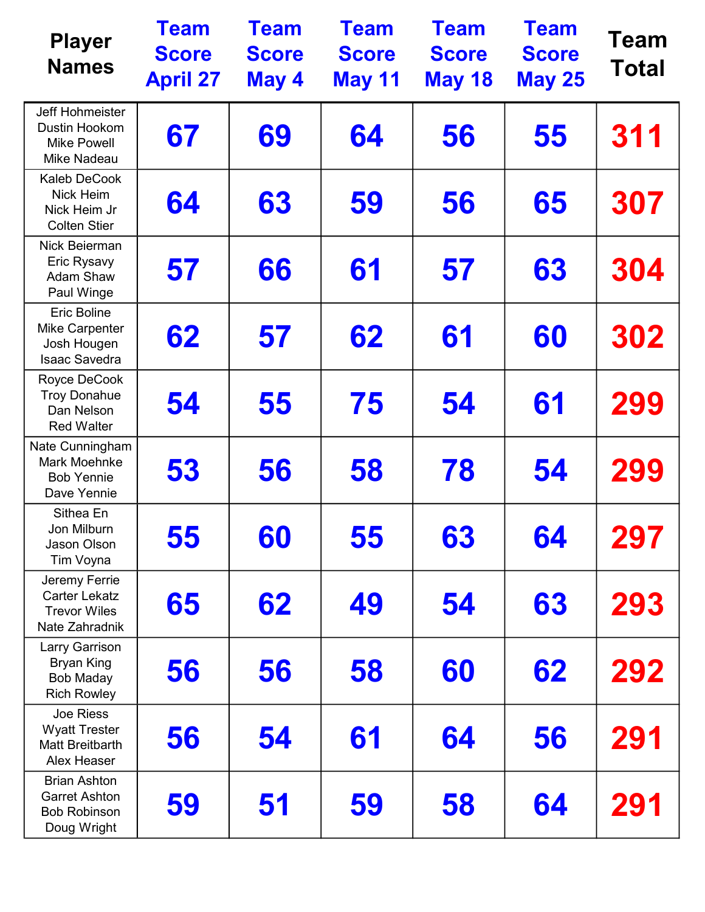| Player Names | Team Score April 27 | Team Score May 4 | Team Score May 11 | Team Score May 18 | Team Score May 25 | Team Total |
|---|---|---|---|---|---|---|
| Jeff Hohmeister<br>Dustin Hookom<br>Mike Powell<br>Mike Nadeau | 67 | 69 | 64 | 56 | 55 | 311 |
| Kaleb DeCook<br>Nick Heim<br>Nick Heim Jr<br>Colten Stier | 64 | 63 | 59 | 56 | 65 | 307 |
| Nick Beierman<br>Eric Rysavy<br>Adam Shaw<br>Paul Winge | 57 | 66 | 61 | 57 | 63 | 304 |
| Eric Boline<br>Mike Carpenter<br>Josh Hougen<br>Isaac Savedra | 62 | 57 | 62 | 61 | 60 | 302 |
| Royce DeCook<br>Troy Donahue<br>Dan Nelson<br>Red Walter | 54 | 55 | 75 | 54 | 61 | 299 |
| Nate Cunningham<br>Mark Moehnke<br>Bob Yennie<br>Dave Yennie | 53 | 56 | 58 | 78 | 54 | 299 |
| Sithea En<br>Jon Milburn<br>Jason Olson<br>Tim Voyna | 55 | 60 | 55 | 63 | 64 | 297 |
| Jeremy Ferrie<br>Carter Lekatz<br>Trevor Wiles<br>Nate Zahradnik | 65 | 62 | 49 | 54 | 63 | 293 |
| Larry Garrison<br>Bryan King<br>Bob Maday<br>Rich Rowley | 56 | 56 | 58 | 60 | 62 | 292 |
| Joe Riess<br>Wyatt Trester<br>Matt Breitbarth<br>Alex Heaser | 56 | 54 | 61 | 64 | 56 | 291 |
| Brian Ashton<br>Garret Ashton<br>Bob Robinson<br>Doug Wright | 59 | 51 | 59 | 58 | 64 | 291 |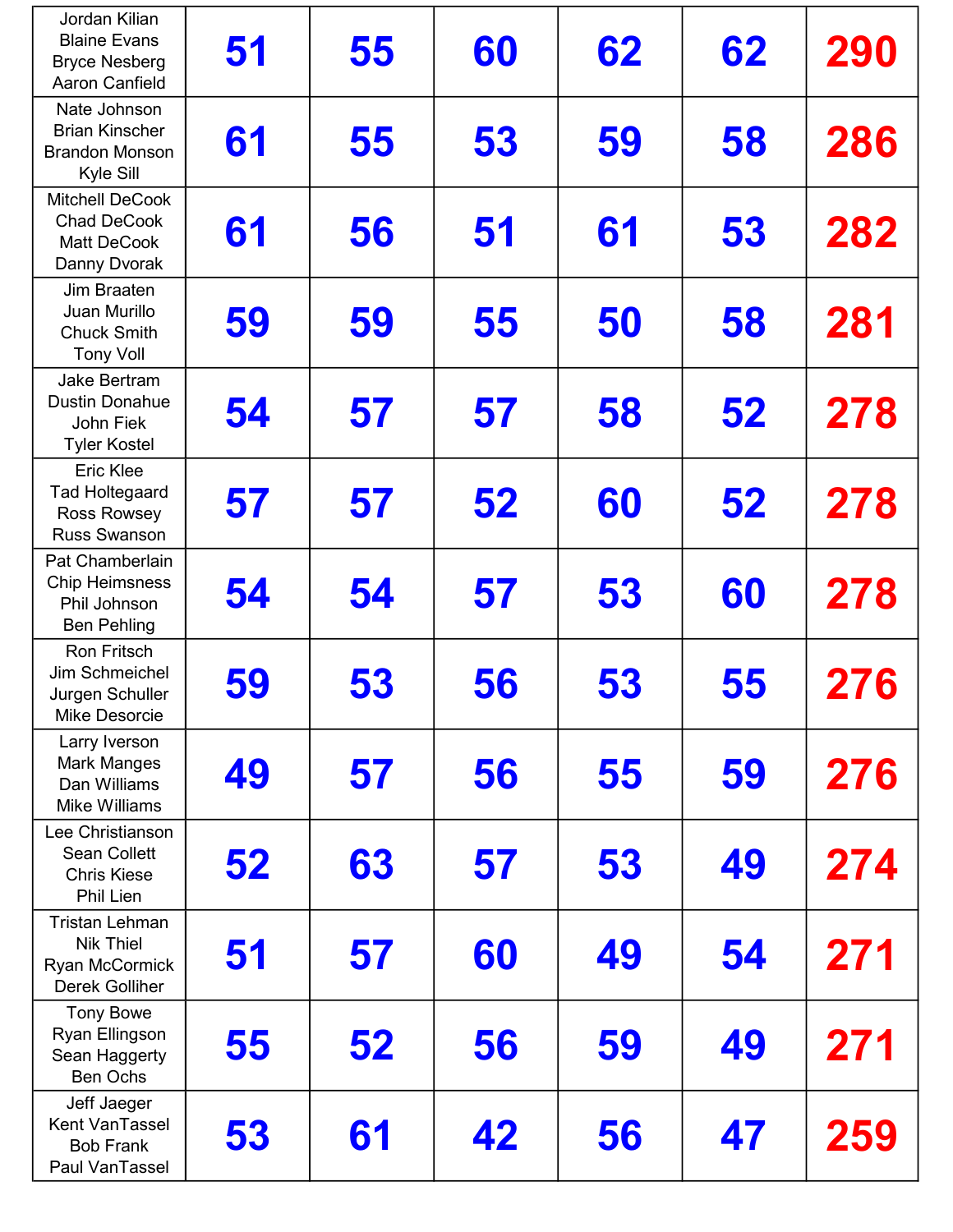| | | | | | | |
|---|---|---|---|---|---|---|
| Jordan Kilian<br>Blaine Evans<br>Bryce Nesberg<br>Aaron Canfield | 51 | 55 | 60 | 62 | 62 | 290 |
| Nate Johnson<br>Brian Kinscher<br>Brandon Monson<br>Kyle Sill | 61 | 55 | 53 | 59 | 58 | 286 |
| Mitchell DeCook<br>Chad DeCook<br>Matt DeCook<br>Danny Dvorak | 61 | 56 | 51 | 61 | 53 | 282 |
| Jim Braaten<br>Juan Murillo<br>Chuck Smith<br>Tony Voll | 59 | 59 | 55 | 50 | 58 | 281 |
| Jake Bertram<br>Dustin Donahue<br>John Fiek<br>Tyler Kostel | 54 | 57 | 57 | 58 | 52 | 278 |
| Eric Klee<br>Tad Holtegaard<br>Ross Rowsey<br>Russ Swanson | 57 | 57 | 52 | 60 | 52 | 278 |
| Pat Chamberlain<br>Chip Heimsness<br>Phil Johnson<br>Ben Pehling | 54 | 54 | 57 | 53 | 60 | 278 |
| Ron Fritsch<br>Jim Schmeichel<br>Jurgen Schuller<br>Mike Desorcie | 59 | 53 | 56 | 53 | 55 | 276 |
| Larry Iverson<br>Mark Manges<br>Dan Williams<br>Mike Williams | 49 | 57 | 56 | 55 | 59 | 276 |
| Lee Christianson<br>Sean Collett<br>Chris Kiese<br>Phil Lien | 52 | 63 | 57 | 53 | 49 | 274 |
| Tristan Lehman<br>Nik Thiel<br>Ryan McCormick<br>Derek Golliher | 51 | 57 | 60 | 49 | 54 | 271 |
| Tony Bowe<br>Ryan Ellingson<br>Sean Haggerty<br>Ben Ochs | 55 | 52 | 56 | 59 | 49 | 271 |
| Jeff Jaeger<br>Kent VanTassel<br>Bob Frank<br>Paul VanTassel | 53 | 61 | 42 | 56 | 47 | 259 |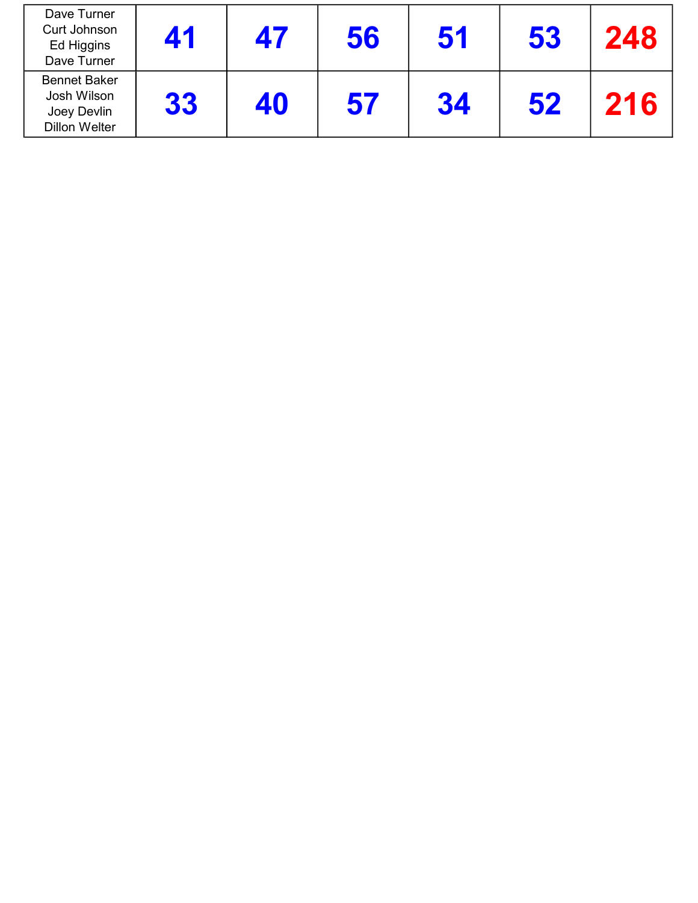| | | | | | | |
|---|---|---|---|---|---|---|
| Dave Turner<br>Curt Johnson<br>Ed Higgins<br>Dave Turner | 41 | 47 | 56 | 51 | 53 | 248 |
| Bennet Baker<br>Josh Wilson<br>Joey Devlin<br>Dillon Welter | 33 | 40 | 57 | 34 | 52 | 216 |